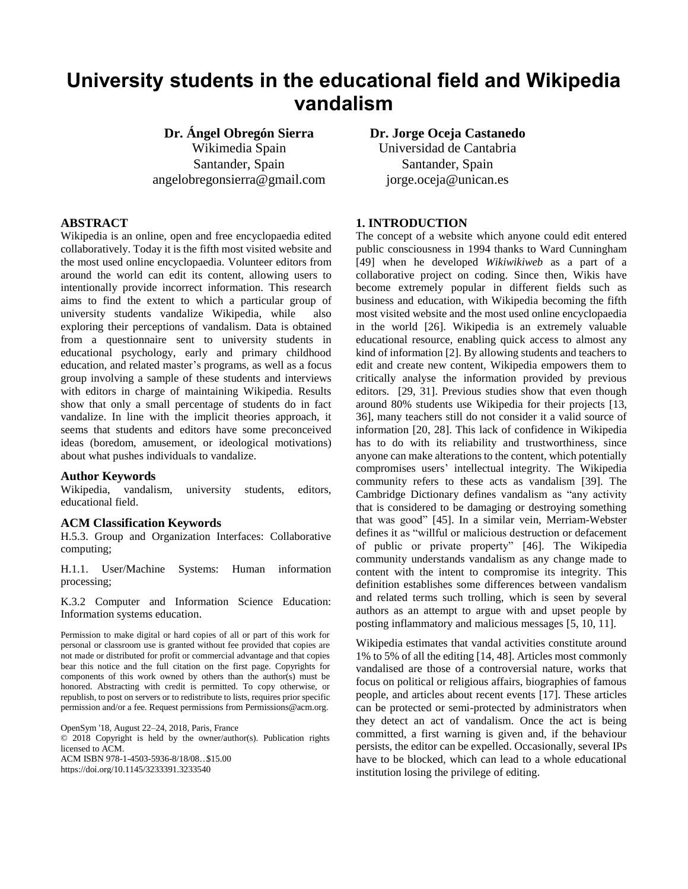# University students in the educational field and Wikipedia vandalism

**Dr. Ángel Obregón Sierra**
Wikimedia Spain
Santander, Spain
angelobregonsierra@gmail.com

**Dr. Jorge Oceja Castanedo**
Universidad de Cantabria
Santander, Spain
jorge.oceja@unican.es

## ABSTRACT

Wikipedia is an online, open and free encyclopaedia edited collaboratively. Today it is the fifth most visited website and the most used online encyclopaedia. Volunteer editors from around the world can edit its content, allowing users to intentionally provide incorrect information. This research aims to find the extent to which a particular group of university students vandalize Wikipedia, while also exploring their perceptions of vandalism. Data is obtained from a questionnaire sent to university students in educational psychology, early and primary childhood education, and related master's programs, as well as a focus group involving a sample of these students and interviews with editors in charge of maintaining Wikipedia. Results show that only a small percentage of students do in fact vandalize. In line with the implicit theories approach, it seems that students and editors have some preconceived ideas (boredom, amusement, or ideological motivations) about what pushes individuals to vandalize.

### Author Keywords

Wikipedia, vandalism, university students, editors, educational field.

### ACM Classification Keywords

H.5.3. Group and Organization Interfaces: Collaborative computing;

H.1.1. User/Machine Systems: Human information processing;

K.3.2 Computer and Information Science Education: Information systems education.

Permission to make digital or hard copies of all or part of this work for personal or classroom use is granted without fee provided that copies are not made or distributed for profit or commercial advantage and that copies bear this notice and the full citation on the first page. Copyrights for components of this work owned by others than the author(s) must be honored. Abstracting with credit is permitted. To copy otherwise, or republish, to post on servers or to redistribute to lists, requires prior specific permission and/or a fee. Request permissions from Permissions@acm.org.

OpenSym '18, August 22–24, 2018, Paris, France
© 2018 Copyright is held by the owner/author(s). Publication rights licensed to ACM.
ACM ISBN 978-1-4503-5936-8/18/08…$15.00
https://doi.org/10.1145/3233391.3233540

## 1. INTRODUCTION

The concept of a website which anyone could edit entered public consciousness in 1994 thanks to Ward Cunningham [49] when he developed *Wikiwikiweb* as a part of a collaborative project on coding. Since then, Wikis have become extremely popular in different fields such as business and education, with Wikipedia becoming the fifth most visited website and the most used online encyclopaedia in the world [26]. Wikipedia is an extremely valuable educational resource, enabling quick access to almost any kind of information [2]. By allowing students and teachers to edit and create new content, Wikipedia empowers them to critically analyse the information provided by previous editors. [29, 31]. Previous studies show that even though around 80% students use Wikipedia for their projects [13, 36], many teachers still do not consider it a valid source of information [20, 28]. This lack of confidence in Wikipedia has to do with its reliability and trustworthiness, since anyone can make alterations to the content, which potentially compromises users' intellectual integrity. The Wikipedia community refers to these acts as vandalism [39]. The Cambridge Dictionary defines vandalism as "any activity that is considered to be damaging or destroying something that was good" [45]. In a similar vein, Merriam-Webster defines it as "willful or malicious destruction or defacement of public or private property" [46]. The Wikipedia community understands vandalism as any change made to content with the intent to compromise its integrity. This definition establishes some differences between vandalism and related terms such trolling, which is seen by several authors as an attempt to argue with and upset people by posting inflammatory and malicious messages [5, 10, 11].

Wikipedia estimates that vandal activities constitute around 1% to 5% of all the editing [14, 48]. Articles most commonly vandalised are those of a controversial nature, works that focus on political or religious affairs, biographies of famous people, and articles about recent events [17]. These articles can be protected or semi-protected by administrators when they detect an act of vandalism. Once the act is being committed, a first warning is given and, if the behaviour persists, the editor can be expelled. Occasionally, several IPs have to be blocked, which can lead to a whole educational institution losing the privilege of editing.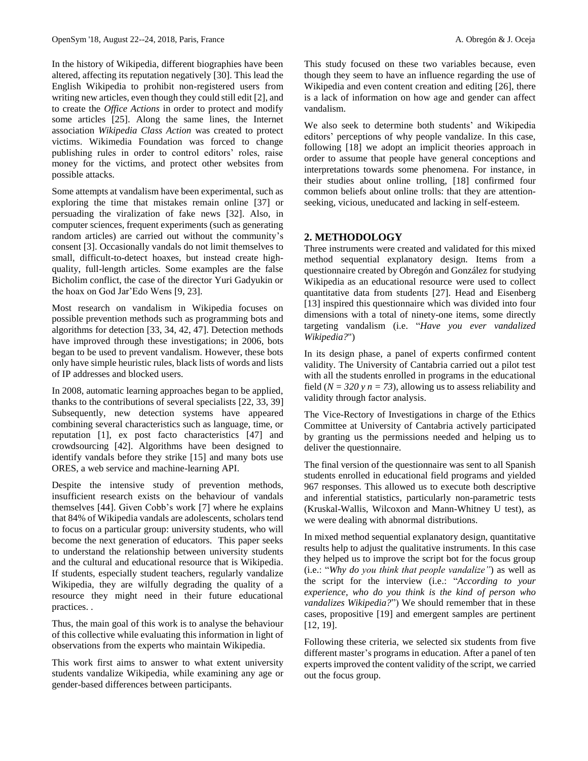In the history of Wikipedia, different biographies have been altered, affecting its reputation negatively [30]. This lead the English Wikipedia to prohibit non-registered users from writing new articles, even though they could still edit [2], and to create the *Office Actions* in order to protect and modify some articles [25]. Along the same lines, the Internet association *Wikipedia Class Action* was created to protect victims. Wikimedia Foundation was forced to change publishing rules in order to control editors' roles, raise money for the victims, and protect other websites from possible attacks.

Some attempts at vandalism have been experimental, such as exploring the time that mistakes remain online [37] or persuading the viralization of fake news [32]. Also, in computer sciences, frequent experiments (such as generating random articles) are carried out without the community's consent [3]. Occasionally vandals do not limit themselves to small, difficult-to-detect hoaxes, but instead create high-quality, full-length articles. Some examples are the false Bicholim conflict, the case of the director Yuri Gadyukin or the hoax on God Jar'Edo Wens [9, 23].

Most research on vandalism in Wikipedia focuses on possible prevention methods such as programming bots and algorithms for detection [33, 34, 42, 47]. Detection methods have improved through these investigations; in 2006, bots began to be used to prevent vandalism. However, these bots only have simple heuristic rules, black lists of words and lists of IP addresses and blocked users.

In 2008, automatic learning approaches began to be applied, thanks to the contributions of several specialists [22, 33, 39] Subsequently, new detection systems have appeared combining several characteristics such as language, time, or reputation [1], ex post facto characteristics [47] and crowdsourcing [42]. Algorithms have been designed to identify vandals before they strike [15] and many bots use ORES, a web service and machine-learning API.

Despite the intensive study of prevention methods, insufficient research exists on the behaviour of vandals themselves [44]. Given Cobb's work [7] where he explains that 84% of Wikipedia vandals are adolescents, scholars tend to focus on a particular group: university students, who will become the next generation of educators. This paper seeks to understand the relationship between university students and the cultural and educational resource that is Wikipedia. If students, especially student teachers, regularly vandalize Wikipedia, they are wilfully degrading the quality of a resource they might need in their future educational practices. .

Thus, the main goal of this work is to analyse the behaviour of this collective while evaluating this information in light of observations from the experts who maintain Wikipedia.

This work first aims to answer to what extent university students vandalize Wikipedia, while examining any age or gender-based differences between participants.

This study focused on these two variables because, even though they seem to have an influence regarding the use of Wikipedia and even content creation and editing [26], there is a lack of information on how age and gender can affect vandalism.

We also seek to determine both students' and Wikipedia editors' perceptions of why people vandalize. In this case, following [18] we adopt an implicit theories approach in order to assume that people have general conceptions and interpretations towards some phenomena. For instance, in their studies about online trolling, [18] confirmed four common beliefs about online trolls: that they are attention-seeking, vicious, uneducated and lacking in self-esteem.

## 2. METHODOLOGY

Three instruments were created and validated for this mixed method sequential explanatory design. Items from a questionnaire created by Obregón and González for studying Wikipedia as an educational resource were used to collect quantitative data from students [27]. Head and Eisenberg [13] inspired this questionnaire which was divided into four dimensions with a total of ninety-one items, some directly targeting vandalism (i.e. "*Have you ever vandalized Wikipedia?*")

In its design phase, a panel of experts confirmed content validity. The University of Cantabria carried out a pilot test with all the students enrolled in programs in the educational field ($N = 320$ *y* $n = 73$), allowing us to assess reliability and validity through factor analysis.

The Vice-Rectory of Investigations in charge of the Ethics Committee at University of Cantabria actively participated by granting us the permissions needed and helping us to deliver the questionnaire.

The final version of the questionnaire was sent to all Spanish students enrolled in educational field programs and yielded 967 responses. This allowed us to execute both descriptive and inferential statistics, particularly non-parametric tests (Kruskal-Wallis, Wilcoxon and Mann-Whitney U test), as we were dealing with abnormal distributions.

In mixed method sequential explanatory design, quantitative results help to adjust the qualitative instruments. In this case they helped us to improve the script bot for the focus group (i.e.: "*Why do you think that people vandalize"*) as well as the script for the interview (i.e.: "*According to your experience, who do you think is the kind of person who vandalizes Wikipedia?*") We should remember that in these cases, propositive [19] and emergent samples are pertinent [12, 19].

Following these criteria, we selected six students from five different master's programs in education. After a panel of ten experts improved the content validity of the script, we carried out the focus group.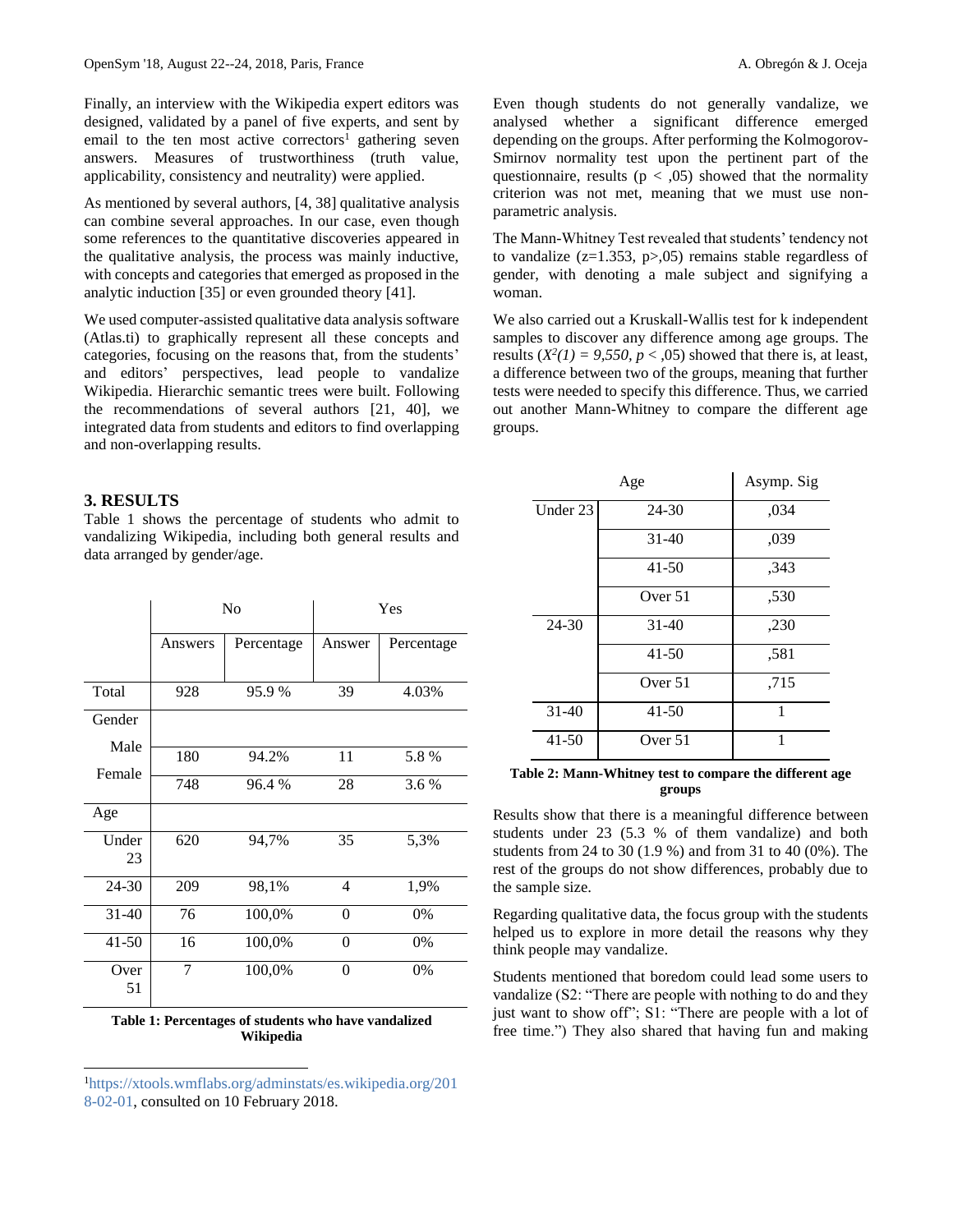Finally, an interview with the Wikipedia expert editors was designed, validated by a panel of five experts, and sent by email to the ten most active correctors[1] gathering seven answers. Measures of trustworthiness (truth value, applicability, consistency and neutrality) were applied.

As mentioned by several authors, [4, 38] qualitative analysis can combine several approaches. In our case, even though some references to the quantitative discoveries appeared in the qualitative analysis, the process was mainly inductive, with concepts and categories that emerged as proposed in the analytic induction [35] or even grounded theory [41].

We used computer-assisted qualitative data analysis software (Atlas.ti) to graphically represent all these concepts and categories, focusing on the reasons that, from the students' and editors' perspectives, lead people to vandalize Wikipedia. Hierarchic semantic trees were built. Following the recommendations of several authors [21, 40], we integrated data from students and editors to find overlapping and non-overlapping results.

## 3. RESULTS

Table 1 shows the percentage of students who admit to vandalizing Wikipedia, including both general results and data arranged by gender/age.

| | No | | Yes | |
|---|---|---|---|---|
| | Answers | Percentage | Answer | Percentage |
| Total | 928 | 95.9 % | 39 | 4.03% |
| Gender | | | | |
| Male | 180 | 94.2% | 11 | 5.8 % |
| Female | 748 | 96.4 % | 28 | 3.6 % |
| Age | | | | |
| Under 23 | 620 | 94,7% | 35 | 5,3% |
| 24-30 | 209 | 98,1% | 4 | 1,9% |
| 31-40 | 76 | 100,0% | 0 | 0% |
| 41-50 | 16 | 100,0% | 0 | 0% |
| Over 51 | 7 | 100,0% | 0 | 0% |

**Table 1: Percentages of students who have vandalized Wikipedia**

[1] https://xtools.wmflabs.org/adminstats/es.wikipedia.org/2018-02-01, consulted on 10 February 2018.

Even though students do not generally vandalize, we analysed whether a significant difference emerged depending on the groups. After performing the Kolmogorov-Smirnov normality test upon the pertinent part of the questionnaire, results ($p < ,05$) showed that the normality criterion was not met, meaning that we must use non-parametric analysis.

The Mann-Whitney Test revealed that students' tendency not to vandalize ($z=1.353$, $p>,05$) remains stable regardless of gender, with denoting a male subject and signifying a woman.

We also carried out a Kruskall-Wallis test for k independent samples to discover any difference among age groups. The results ($X^2(1) = 9,550$, $p < ,05$) showed that there is, at least, a difference between two of the groups, meaning that further tests were needed to specify this difference. Thus, we carried out another Mann-Whitney to compare the different age groups.

| Age | | Asymp. Sig |
|---|---|---|
| Under 23 | 24-30 | ,034 |
| | 31-40 | ,039 |
| | 41-50 | ,343 |
| | Over 51 | ,530 |
| 24-30 | 31-40 | ,230 |
| | 41-50 | ,581 |
| | Over 51 | ,715 |
| 31-40 | 41-50 | 1 |
| 41-50 | Over 51 | 1 |

**Table 2: Mann-Whitney test to compare the different age groups**

Results show that there is a meaningful difference between students under 23 (5.3 % of them vandalize) and both students from 24 to 30 (1.9 %) and from 31 to 40 (0%). The rest of the groups do not show differences, probably due to the sample size.

Regarding qualitative data, the focus group with the students helped us to explore in more detail the reasons why they think people may vandalize.

Students mentioned that boredom could lead some users to vandalize (S2: "There are people with nothing to do and they just want to show off"; S1: "There are people with a lot of free time.") They also shared that having fun and making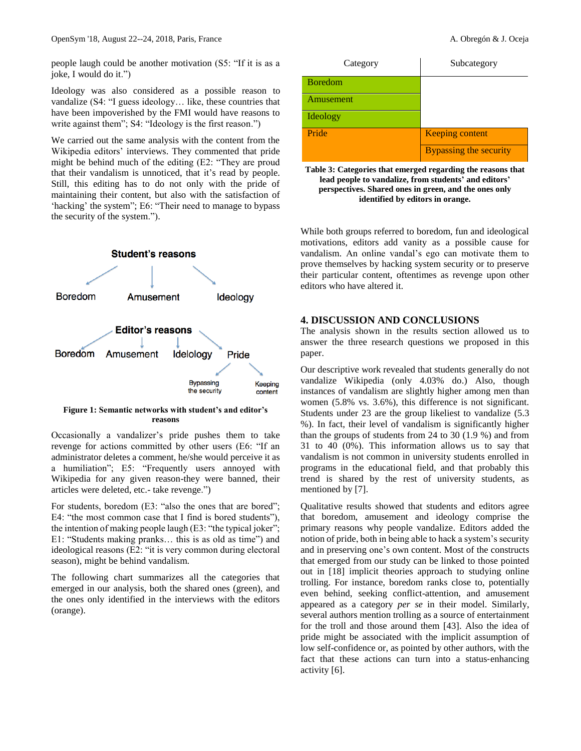people laugh could be another motivation (S5: "If it is as a joke, I would do it.")

Ideology was also considered as a possible reason to vandalize (S4: "I guess ideology… like, these countries that have been impoverished by the FMI would have reasons to write against them"; S4: "Ideology is the first reason.")

We carried out the same analysis with the content from the Wikipedia editors' interviews. They commented that pride might be behind much of the editing (E2: "They are proud that their vandalism is unnoticed, that it's read by people. Still, this editing has to do not only with the pride of maintaining their content, but also with the satisfaction of 'hacking' the system"; E6: "Their need to manage to bypass the security of the system.").

**Figure 1: Semantic networks with student's and editor's reasons**

Occasionally a vandalizer's pride pushes them to take revenge for actions committed by other users (E6: "If an administrator deletes a comment, he/she would perceive it as a humiliation"; E5: "Frequently users annoyed with Wikipedia for any given reason-they were banned, their articles were deleted, etc.- take revenge.")

For students, boredom (E3: "also the ones that are bored"; E4: "the most common case that I find is bored students"), the intention of making people laugh (E3: "the typical joker"; E1: "Students making pranks… this is as old as time") and ideological reasons (E2: "it is very common during electoral season), might be behind vandalism.

The following chart summarizes all the categories that emerged in our analysis, both the shared ones (green), and the ones only identified in the interviews with the editors (orange).

| Category | Subcategory |
| --- | --- |
| Boredom | |
| Amusement | |
| Ideology | |
| Pride | Keeping content |
| | Bypassing the security |

**Table 3: Categories that emerged regarding the reasons that lead people to vandalize, from students' and editors' perspectives. Shared ones in green, and the ones only identified by editors in orange.**

While both groups referred to boredom, fun and ideological motivations, editors add vanity as a possible cause for vandalism. An online vandal's ego can motivate them to prove themselves by hacking system security or to preserve their particular content, oftentimes as revenge upon other editors who have altered it.

## 4. DISCUSSION AND CONCLUSIONS

The analysis shown in the results section allowed us to answer the three research questions we proposed in this paper.

Our descriptive work revealed that students generally do not vandalize Wikipedia (only 4.03% do.) Also, though instances of vandalism are slightly higher among men than women (5.8% vs. 3.6%), this difference is not significant. Students under 23 are the group likeliest to vandalize (5.3 %). In fact, their level of vandalism is significantly higher than the groups of students from 24 to 30 (1.9 %) and from 31 to 40 (0%). This information allows us to say that vandalism is not common in university students enrolled in programs in the educational field, and that probably this trend is shared by the rest of university students, as mentioned by [7].

Qualitative results showed that students and editors agree that boredom, amusement and ideology comprise the primary reasons why people vandalize. Editors added the notion of pride, both in being able to hack a system's security and in preserving one's own content. Most of the constructs that emerged from our study can be linked to those pointed out in [18] implicit theories approach to studying online trolling. For instance, boredom ranks close to, potentially even behind, seeking conflict-attention, and amusement appeared as a category *per se* in their model. Similarly, several authors mention trolling as a source of entertainment for the troll and those around them [43]. Also the idea of pride might be associated with the implicit assumption of low self-confidence or, as pointed by other authors, with the fact that these actions can turn into a status-enhancing activity [6].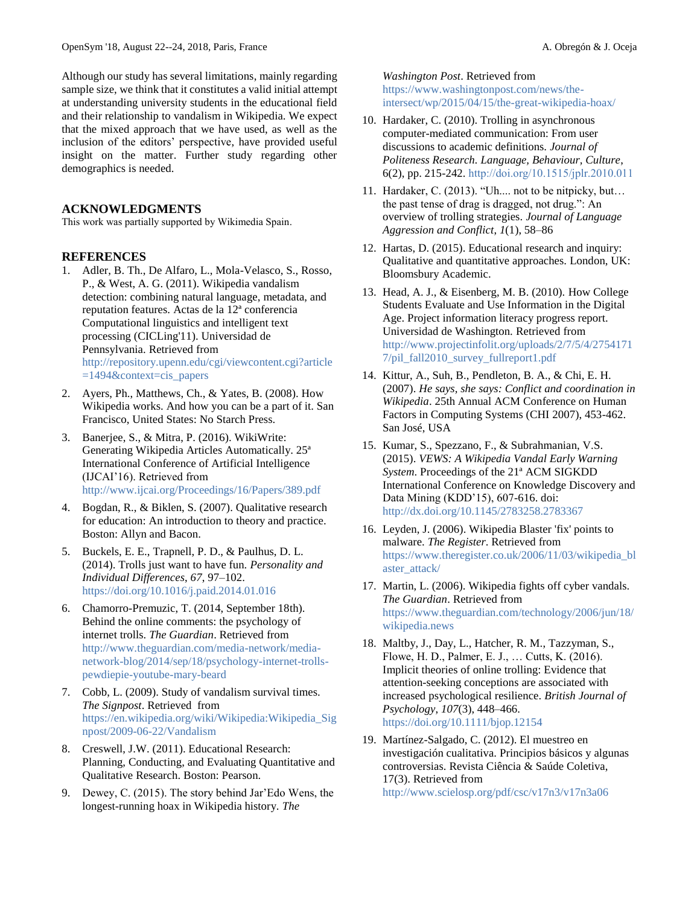Although our study has several limitations, mainly regarding sample size, we think that it constitutes a valid initial attempt at understanding university students in the educational field and their relationship to vandalism in Wikipedia. We expect that the mixed approach that we have used, as well as the inclusion of the editors' perspective, have provided useful insight on the matter. Further study regarding other demographics is needed.

## ACKNOWLEDGMENTS

This work was partially supported by Wikimedia Spain.

## REFERENCES

1. Adler, B. Th., De Alfaro, L., Mola-Velasco, S., Rosso, P., & West, A. G. (2011). Wikipedia vandalism detection: combining natural language, metadata, and reputation features. Actas de la 12ª conferencia Computational linguistics and intelligent text processing (CICLing'11). Universidad de Pennsylvania. Retrieved from http://repository.upenn.edu/cgi/viewcontent.cgi?article=1494&context=cis_papers
2. Ayers, Ph., Matthews, Ch., & Yates, B. (2008). How Wikipedia works. And how you can be a part of it. San Francisco, United States: No Starch Press.
3. Banerjee, S., & Mitra, P. (2016). WikiWrite: Generating Wikipedia Articles Automatically. 25ª International Conference of Artificial Intelligence (IJCAI'16). Retrieved from http://www.ijcai.org/Proceedings/16/Papers/389.pdf
4. Bogdan, R., & Biklen, S. (2007). Qualitative research for education: An introduction to theory and practice. Boston: Allyn and Bacon.
5. Buckels, E. E., Trapnell, P. D., & Paulhus, D. L. (2014). Trolls just want to have fun. *Personality and Individual Differences*, *67*, 97–102. https://doi.org/10.1016/j.paid.2014.01.016
6. Chamorro-Premuzic, T. (2014, September 18th). Behind the online comments: the psychology of internet trolls. *The Guardian*. Retrieved from http://www.theguardian.com/media-network/media-network-blog/2014/sep/18/psychology-internet-trolls-pewdiepie-youtube-mary-beard
7. Cobb, L. (2009). Study of vandalism survival times. *The Signpost*. Retrieved from https://en.wikipedia.org/wiki/Wikipedia:Wikipedia_Signpost/2009-06-22/Vandalism
8. Creswell, J.W. (2011). Educational Research: Planning, Conducting, and Evaluating Quantitative and Qualitative Research. Boston: Pearson.
9. Dewey, C. (2015). The story behind Jar'Edo Wens, the longest-running hoax in Wikipedia history. *The Washington Post*. Retrieved from https://www.washingtonpost.com/news/the-intersect/wp/2015/04/15/the-great-wikipedia-hoax/
10. Hardaker, C. (2010). Trolling in asynchronous computer-mediated communication: From user discussions to academic definitions. *Journal of Politeness Research. Language, Behaviour, Culture*, 6(2), pp. 215-242. http://doi.org/10.1515/jplr.2010.011
11. Hardaker, C. (2013). "Uh.... not to be nitpicky, but… the past tense of drag is dragged, not drug.": An overview of trolling strategies. *Journal of Language Aggression and Conflict*, *1*(1), 58–86
12. Hartas, D. (2015). Educational research and inquiry: Qualitative and quantitative approaches. London, UK: Bloomsbury Academic.
13. Head, A. J., & Eisenberg, M. B. (2010). How College Students Evaluate and Use Information in the Digital Age. Project information literacy progress report. Universidad de Washington. Retrieved from http://www.projectinfolit.org/uploads/2/7/5/4/27541717/pil_fall2010_survey_fullreport1.pdf
14. Kittur, A., Suh, B., Pendleton, B. A., & Chi, E. H. (2007). *He says, she says: Conflict and coordination in Wikipedia*. 25th Annual ACM Conference on Human Factors in Computing Systems (CHI 2007), 453-462. San José, USA
15. Kumar, S., Spezzano, F., & Subrahmanian, V.S. (2015). *VEWS: A Wikipedia Vandal Early Warning System*. Proceedings of the 21ª ACM SIGKDD International Conference on Knowledge Discovery and Data Mining (KDD'15), 607-616. doi: http://dx.doi.org/10.1145/2783258.2783367
16. Leyden, J. (2006). Wikipedia Blaster 'fix' points to malware. *The Register*. Retrieved from https://www.theregister.co.uk/2006/11/03/wikipedia_blaster_attack/
17. Martin, L. (2006). Wikipedia fights off cyber vandals. *The Guardian*. Retrieved from https://www.theguardian.com/technology/2006/jun/18/wikipedia.news
18. Maltby, J., Day, L., Hatcher, R. M., Tazzyman, S., Flowe, H. D., Palmer, E. J., … Cutts, K. (2016). Implicit theories of online trolling: Evidence that attention-seeking conceptions are associated with increased psychological resilience. *British Journal of Psychology*, *107*(3), 448–466. https://doi.org/10.1111/bjop.12154
19. Martínez-Salgado, C. (2012). El muestreo en investigación cualitativa. Principios básicos y algunas controversias. Revista Ciência & Saúde Coletiva, 17(3). Retrieved from http://www.scielosp.org/pdf/csc/v17n3/v17n3a06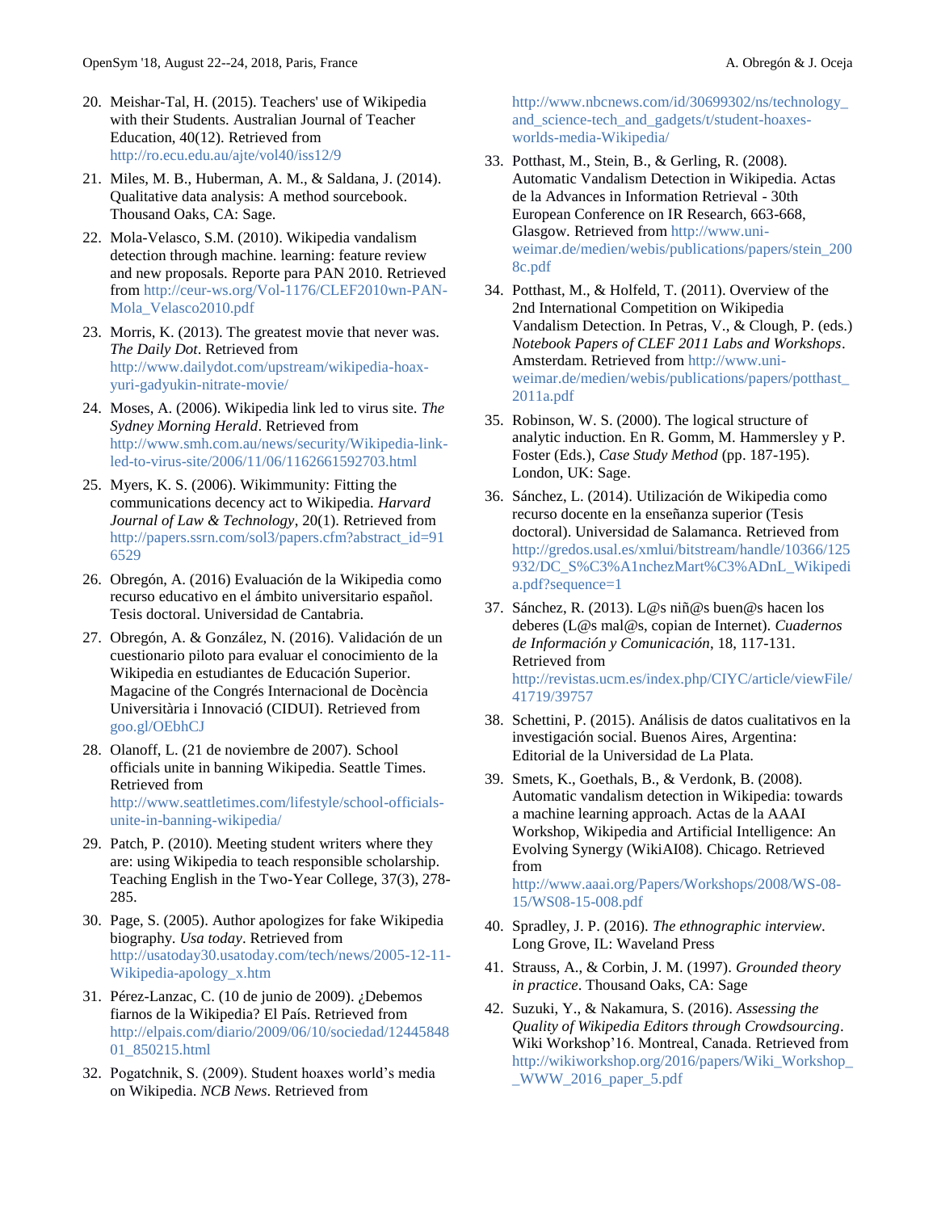20. Meishar-Tal, H. (2015). Teachers' use of Wikipedia with their Students. Australian Journal of Teacher Education, 40(12). Retrieved from http://ro.ecu.edu.au/ajte/vol40/iss12/9

21. Miles, M. B., Huberman, A. M., & Saldana, J. (2014). Qualitative data analysis: A method sourcebook. Thousand Oaks, CA: Sage.

22. Mola-Velasco, S.M. (2010). Wikipedia vandalism detection through machine. learning: feature review and new proposals. Reporte para PAN 2010. Retrieved from http://ceur-ws.org/Vol-1176/CLEF2010wn-PAN-Mola_Velasco2010.pdf

23. Morris, K. (2013). The greatest movie that never was. *The Daily Dot*. Retrieved from http://www.dailydot.com/upstream/wikipedia-hoax-yuri-gadyukin-nitrate-movie/

24. Moses, A. (2006). Wikipedia link led to virus site. *The Sydney Morning Herald*. Retrieved from http://www.smh.com.au/news/security/Wikipedia-link-led-to-virus-site/2006/11/06/1162661592703.html

25. Myers, K. S. (2006). Wikimmunity: Fitting the communications decency act to Wikipedia. *Harvard Journal of Law & Technology*, 20(1). Retrieved from http://papers.ssrn.com/sol3/papers.cfm?abstract_id=916529

26. Obregón, A. (2016) Evaluación de la Wikipedia como recurso educativo en el ámbito universitario español. Tesis doctoral. Universidad de Cantabria.

27. Obregón, A. & González, N. (2016). Validación de un cuestionario piloto para evaluar el conocimiento de la Wikipedia en estudiantes de Educación Superior. Magacine of the Congrés Internacional de Docència Universitària i Innovació (CIDUI). Retrieved from goo.gl/OEbhCJ

28. Olanoff, L. (21 de noviembre de 2007). School officials unite in banning Wikipedia. Seattle Times. Retrieved from http://www.seattletimes.com/lifestyle/school-officials-unite-in-banning-wikipedia/

29. Patch, P. (2010). Meeting student writers where they are: using Wikipedia to teach responsible scholarship. Teaching English in the Two-Year College, 37(3), 278-285.

30. Page, S. (2005). Author apologizes for fake Wikipedia biography. *Usa today*. Retrieved from http://usatoday30.usatoday.com/tech/news/2005-12-11-Wikipedia-apology_x.htm

31. Pérez-Lanzac, C. (10 de junio de 2009). ¿Debemos fiarnos de la Wikipedia? El País. Retrieved from http://elpais.com/diario/2009/06/10/sociedad/1244584801_850215.html

32. Pogatchnik, S. (2009). Student hoaxes world's media on Wikipedia. *NCB News*. Retrieved from http://www.nbcnews.com/id/30699302/ns/technology_and_science-tech_and_gadgets/t/student-hoaxes-worlds-media-Wikipedia/

33. Potthast, M., Stein, B., & Gerling, R. (2008). Automatic Vandalism Detection in Wikipedia. Actas de la Advances in Information Retrieval - 30th European Conference on IR Research, 663-668, Glasgow. Retrieved from http://www.uni-weimar.de/medien/webis/publications/papers/stein_2008c.pdf

34. Potthast, M., & Holfeld, T. (2011). Overview of the 2nd International Competition on Wikipedia Vandalism Detection. In Petras, V., & Clough, P. (eds.) *Notebook Papers of CLEF 2011 Labs and Workshops*. Amsterdam. Retrieved from http://www.uni-weimar.de/medien/webis/publications/papers/potthast_2011a.pdf

35. Robinson, W. S. (2000). The logical structure of analytic induction. En R. Gomm, M. Hammersley y P. Foster (Eds.), *Case Study Method* (pp. 187-195). London, UK: Sage.

36. Sánchez, L. (2014). Utilización de Wikipedia como recurso docente en la enseñanza superior (Tesis doctoral). Universidad de Salamanca. Retrieved from http://gredos.usal.es/xmlui/bitstream/handle/10366/125932/DC_S%C3%A1nchezMart%C3%ADnL_Wikipedia.pdf?sequence=1

37. Sánchez, R. (2013). L@s niñ@s buen@s hacen los deberes (L@s mal@s, copian de Internet). *Cuadernos de Información y Comunicación*, 18, 117-131. Retrieved from http://revistas.ucm.es/index.php/CIYC/article/viewFile/41719/39757

38. Schettini, P. (2015). Análisis de datos cualitativos en la investigación social. Buenos Aires, Argentina: Editorial de la Universidad de La Plata.

39. Smets, K., Goethals, B., & Verdonk, B. (2008). Automatic vandalism detection in Wikipedia: towards a machine learning approach. Actas de la AAAI Workshop, Wikipedia and Artificial Intelligence: An Evolving Synergy (WikiAI08). Chicago. Retrieved from http://www.aaai.org/Papers/Workshops/2008/WS-08-15/WS08-15-008.pdf

40. Spradley, J. P. (2016). *The ethnographic interview*. Long Grove, IL: Waveland Press

41. Strauss, A., & Corbin, J. M. (1997). *Grounded theory in practice*. Thousand Oaks, CA: Sage

42. Suzuki, Y., & Nakamura, S. (2016). *Assessing the Quality of Wikipedia Editors through Crowdsourcing*. Wiki Workshop'16. Montreal, Canada. Retrieved from http://wikiworkshop.org/2016/papers/Wiki_Workshop__WWW_2016_paper_5.pdf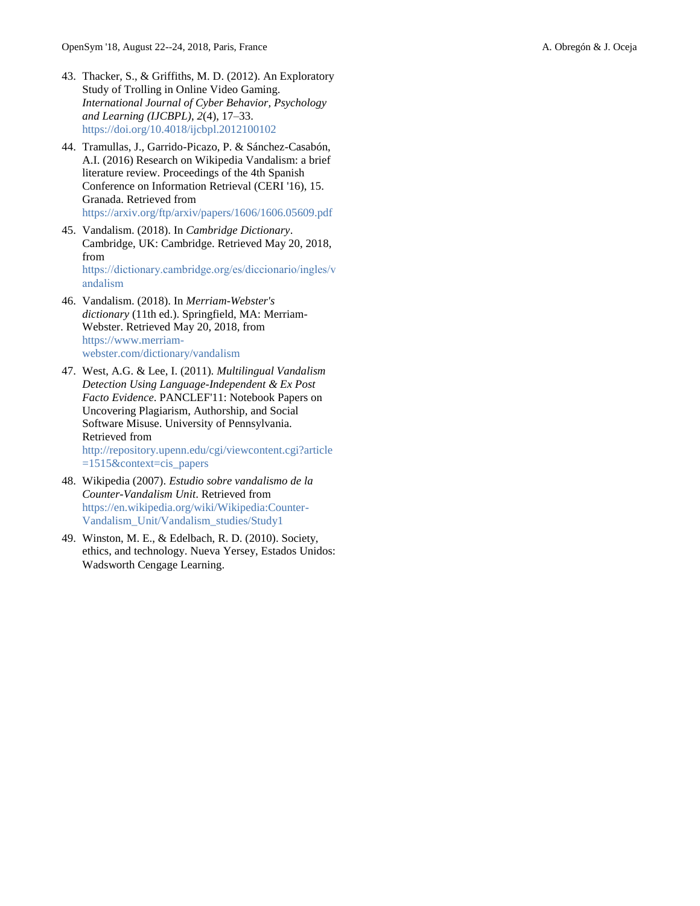43. Thacker, S., & Griffiths, M. D. (2012). An Exploratory Study of Trolling in Online Video Gaming. *International Journal of Cyber Behavior, Psychology and Learning (IJCBPL)*, *2*(4), 17–33. https://doi.org/10.4018/ijcbpl.2012100102

44. Tramullas, J., Garrido-Picazo, P. & Sánchez-Casabón, A.I. (2016) Research on Wikipedia Vandalism: a brief literature review. Proceedings of the 4th Spanish Conference on Information Retrieval (CERI '16), 15. Granada. Retrieved from https://arxiv.org/ftp/arxiv/papers/1606/1606.05609.pdf

45. Vandalism. (2018). In *Cambridge Dictionary*. Cambridge, UK: Cambridge. Retrieved May 20, 2018, from https://dictionary.cambridge.org/es/diccionario/ingles/vandalism

46. Vandalism. (2018). In *Merriam-Webster's dictionary* (11th ed.). Springfield, MA: Merriam-Webster. Retrieved May 20, 2018, from https://www.merriam-webster.com/dictionary/vandalism

47. West, A.G. & Lee, I. (2011). *Multilingual Vandalism Detection Using Language-Independent & Ex Post Facto Evidence*. PANCLEF'11: Notebook Papers on Uncovering Plagiarism, Authorship, and Social Software Misuse. University of Pennsylvania. Retrieved from http://repository.upenn.edu/cgi/viewcontent.cgi?article=1515&context=cis_papers

48. Wikipedia (2007). *Estudio sobre vandalismo de la Counter-Vandalism Unit*. Retrieved from https://en.wikipedia.org/wiki/Wikipedia:Counter-Vandalism_Unit/Vandalism_studies/Study1

49. Winston, M. E., & Edelbach, R. D. (2010). Society, ethics, and technology. Nueva Yersey, Estados Unidos: Wadsworth Cengage Learning.